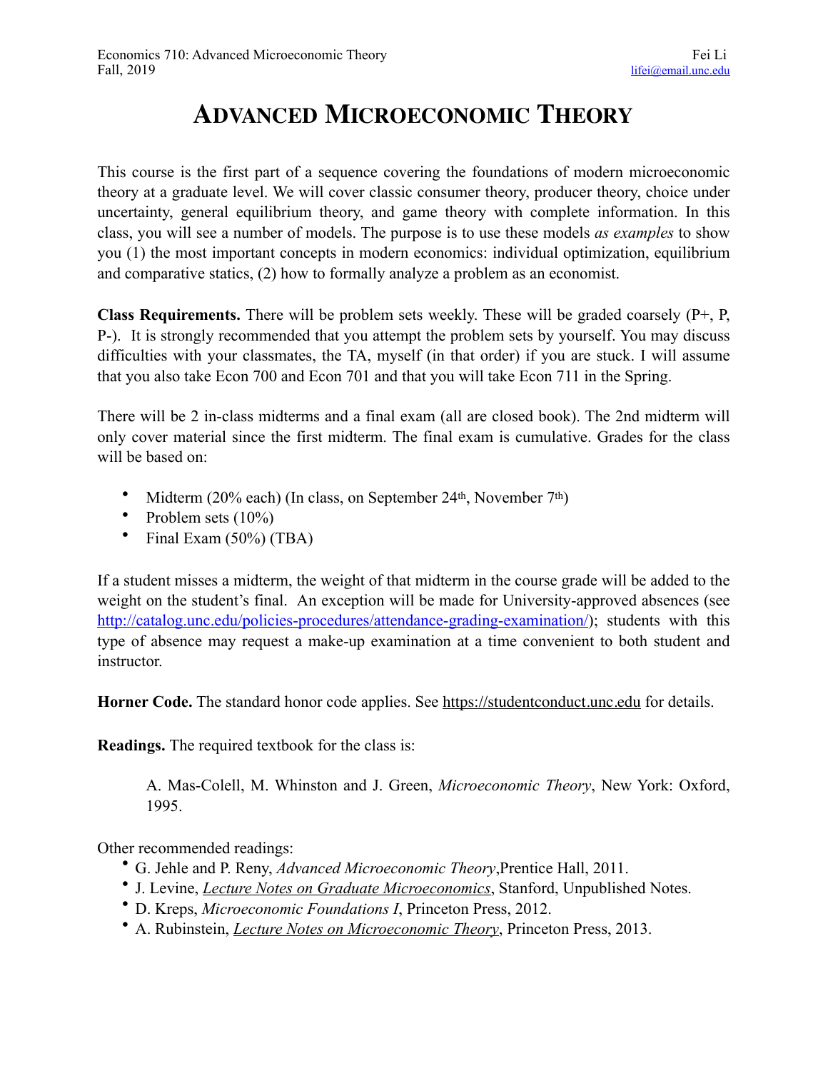Economics 710: Advanced Microeconomic Theory
Fall, 2019

Fei Li
lifei@email.unc.edu

# ADVANCED MICROECONOMIC THEORY

This course is the first part of a sequence covering the foundations of modern microeconomic theory at a graduate level. We will cover classic consumer theory, producer theory, choice under uncertainty, general equilibrium theory, and game theory with complete information. In this class, you will see a number of models. The purpose is to use these models *as examples* to show you (1) the most important concepts in modern economics: individual optimization, equilibrium and comparative statics, (2) how to formally analyze a problem as an economist.

**Class Requirements.** There will be problem sets weekly. These will be graded coarsely (P+, P, P-). It is strongly recommended that you attempt the problem sets by yourself. You may discuss difficulties with your classmates, the TA, myself (in that order) if you are stuck. I will assume that you also take Econ 700 and Econ 701 and that you will take Econ 711 in the Spring.

There will be 2 in-class midterms and a final exam (all are closed book). The 2nd midterm will only cover material since the first midterm. The final exam is cumulative. Grades for the class will be based on:

- Midterm (20% each) (In class, on September 24th, November 7th)
- Problem sets (10%)
- Final Exam (50%) (TBA)

If a student misses a midterm, the weight of that midterm in the course grade will be added to the weight on the student's final. An exception will be made for University-approved absences (see http://catalog.unc.edu/policies-procedures/attendance-grading-examination/); students with this type of absence may request a make-up examination at a time convenient to both student and instructor.

**Horner Code.** The standard honor code applies. See https://studentconduct.unc.edu for details.

**Readings.** The required textbook for the class is:

> A. Mas-Colell, M. Whinston and J. Green, *Microeconomic Theory*, New York: Oxford, 1995.

Other recommended readings:

- G. Jehle and P. Reny, *Advanced Microeconomic Theory*,Prentice Hall, 2011.
- J. Levine, *Lecture Notes on Graduate Microeconomics*, Stanford, Unpublished Notes.
- D. Kreps, *Microeconomic Foundations I*, Princeton Press, 2012.
- A. Rubinstein, *Lecture Notes on Microeconomic Theory*, Princeton Press, 2013.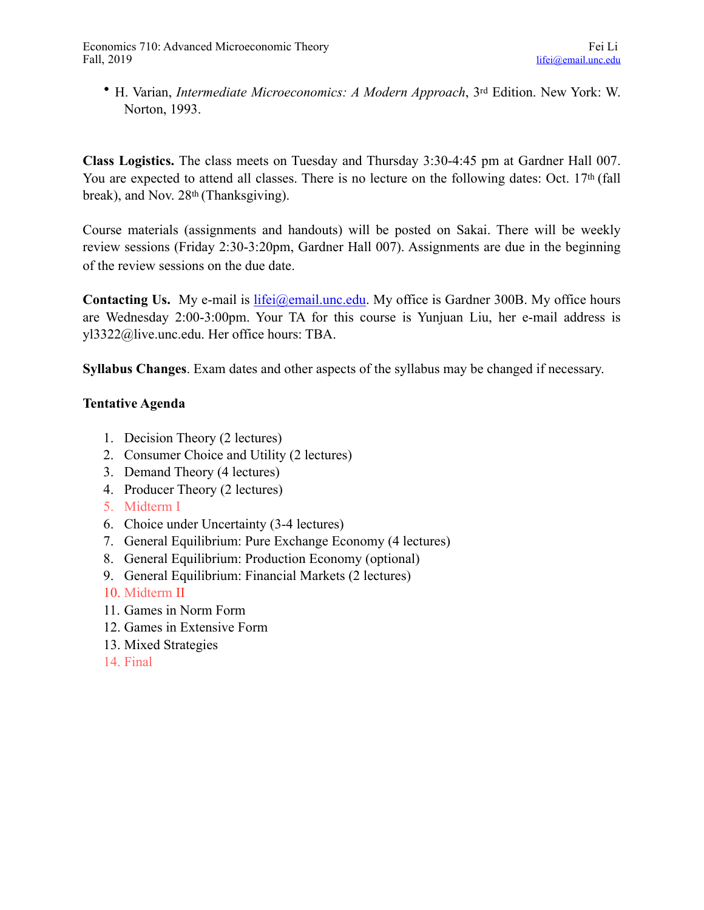- H. Varian, *Intermediate Microeconomics: A Modern Approach*, 3rd Edition. New York: W. Norton, 1993.

**Class Logistics.** The class meets on Tuesday and Thursday 3:30-4:45 pm at Gardner Hall 007. You are expected to attend all classes. There is no lecture on the following dates: Oct. 17th (fall break), and Nov. 28th (Thanksgiving).

Course materials (assignments and handouts) will be posted on Sakai. There will be weekly review sessions (Friday 2:30-3:20pm, Gardner Hall 007). Assignments are due in the beginning of the review sessions on the due date.

**Contacting Us.** My e-mail is lifei@email.unc.edu. My office is Gardner 300B. My office hours are Wednesday 2:00-3:00pm. Your TA for this course is Yunjuan Liu, her e-mail address is yl3322@live.unc.edu. Her office hours: TBA.

**Syllabus Changes**. Exam dates and other aspects of the syllabus may be changed if necessary.

**Tentative Agenda**

1. Decision Theory (2 lectures)
2. Consumer Choice and Utility (2 lectures)
3. Demand Theory (4 lectures)
4. Producer Theory (2 lectures)
5. Midterm I
6. Choice under Uncertainty (3-4 lectures)
7. General Equilibrium: Pure Exchange Economy (4 lectures)
8. General Equilibrium: Production Economy (optional)
9. General Equilibrium: Financial Markets (2 lectures)
10. Midterm II
11. Games in Norm Form
12. Games in Extensive Form
13. Mixed Strategies
14. Final